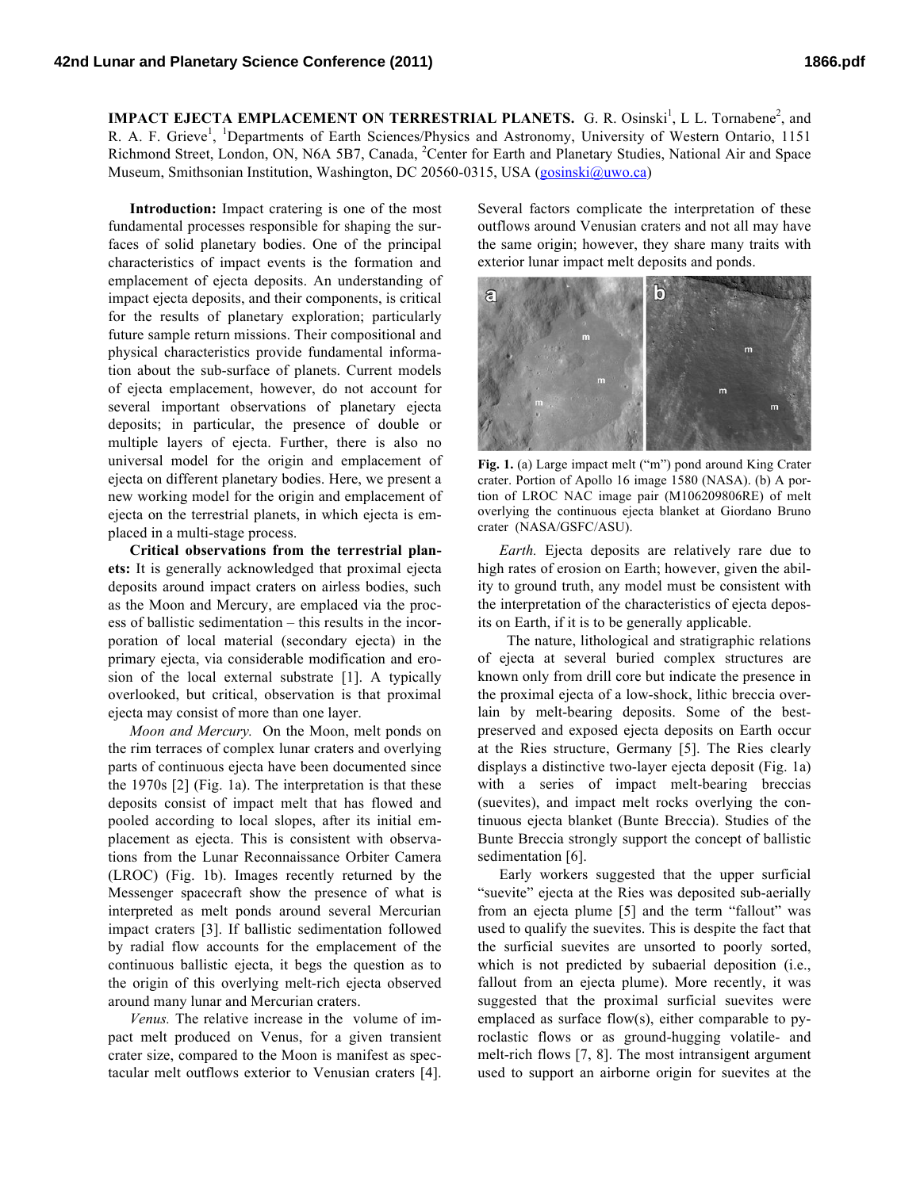**IMPACT EJECTA EMPLACEMENT ON TERRESTRIAL PLANETS.** G. R. Osinski[1], L L. Tornabene[2], and R. A. F. Grieve[1], [1]Departments of Earth Sciences/Physics and Astronomy, University of Western Ontario, 1151 Richmond Street, London, ON, N6A 5B7, Canada, [2]Center for Earth and Planetary Studies, National Air and Space Museum, Smithsonian Institution, Washington, DC 20560-0315, USA (gosinski@uwo.ca)

**Introduction:** Impact cratering is one of the most fundamental processes responsible for shaping the surfaces of solid planetary bodies. One of the principal characteristics of impact events is the formation and emplacement of ejecta deposits. An understanding of impact ejecta deposits, and their components, is critical for the results of planetary exploration; particularly future sample return missions. Their compositional and physical characteristics provide fundamental information about the sub-surface of planets. Current models of ejecta emplacement, however, do not account for several important observations of planetary ejecta deposits; in particular, the presence of double or multiple layers of ejecta. Further, there is also no universal model for the origin and emplacement of ejecta on different planetary bodies. Here, we present a new working model for the origin and emplacement of ejecta on the terrestrial planets, in which ejecta is emplaced in a multi-stage process.

**Critical observations from the terrestrial planets:** It is generally acknowledged that proximal ejecta deposits around impact craters on airless bodies, such as the Moon and Mercury, are emplaced via the process of ballistic sedimentation – this results in the incorporation of local material (secondary ejecta) in the primary ejecta, via considerable modification and erosion of the local external substrate [1]. A typically overlooked, but critical, observation is that proximal ejecta may consist of more than one layer.

*Moon and Mercury.* On the Moon, melt ponds on the rim terraces of complex lunar craters and overlying parts of continuous ejecta have been documented since the 1970s [2] (Fig. 1a). The interpretation is that these deposits consist of impact melt that has flowed and pooled according to local slopes, after its initial emplacement as ejecta. This is consistent with observations from the Lunar Reconnaissance Orbiter Camera (LROC) (Fig. 1b). Images recently returned by the Messenger spacecraft show the presence of what is interpreted as melt ponds around several Mercurian impact craters [3]. If ballistic sedimentation followed by radial flow accounts for the emplacement of the continuous ballistic ejecta, it begs the question as to the origin of this overlying melt-rich ejecta observed around many lunar and Mercurian craters.

*Venus.* The relative increase in the volume of impact melt produced on Venus, for a given transient crater size, compared to the Moon is manifest as spectacular melt outflows exterior to Venusian craters [4]. Several factors complicate the interpretation of these outflows around Venusian craters and not all may have the same origin; however, they share many traits with exterior lunar impact melt deposits and ponds.

**Fig. 1.** (a) Large impact melt ("m") pond around King Crater crater. Portion of Apollo 16 image 1580 (NASA). (b) A portion of LROC NAC image pair (M106209806RE) of melt overlying the continuous ejecta blanket at Giordano Bruno crater (NASA/GSFC/ASU).

*Earth.* Ejecta deposits are relatively rare due to high rates of erosion on Earth; however, given the ability to ground truth, any model must be consistent with the interpretation of the characteristics of ejecta deposits on Earth, if it is to be generally applicable.

The nature, lithological and stratigraphic relations of ejecta at several buried complex structures are known only from drill core but indicate the presence in the proximal ejecta of a low-shock, lithic breccia overlain by melt-bearing deposits. Some of the best-preserved and exposed ejecta deposits on Earth occur at the Ries structure, Germany [5]. The Ries clearly displays a distinctive two-layer ejecta deposit (Fig. 1a) with a series of impact melt-bearing breccias (suevites), and impact melt rocks overlying the continuous ejecta blanket (Bunte Breccia). Studies of the Bunte Breccia strongly support the concept of ballistic sedimentation [6].

Early workers suggested that the upper surficial "suevite" ejecta at the Ries was deposited sub-aerially from an ejecta plume [5] and the term "fallout" was used to qualify the suevites. This is despite the fact that the surficial suevites are unsorted to poorly sorted, which is not predicted by subaerial deposition (i.e., fallout from an ejecta plume). More recently, it was suggested that the proximal surficial suevites were emplaced as surface flow(s), either comparable to pyroclastic flows or as ground-hugging volatile- and melt-rich flows [7, 8]. The most intransigent argument used to support an airborne origin for suevites at the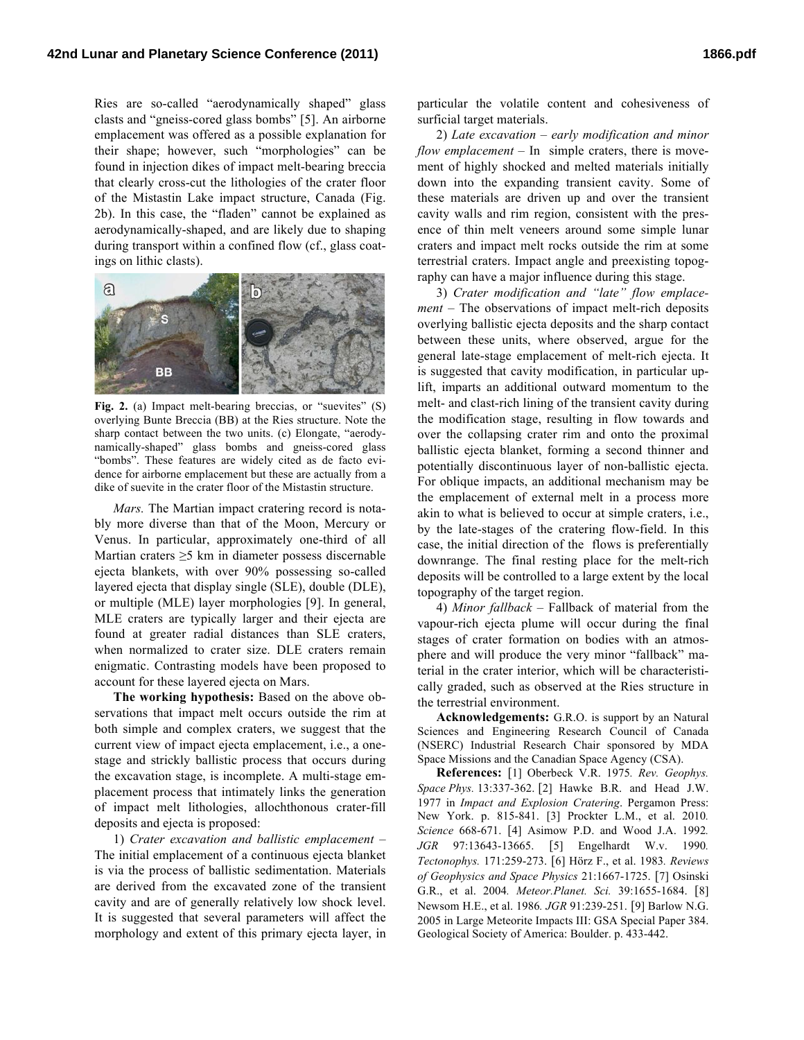Ries are so-called "aerodynamically shaped" glass clasts and "gneiss-cored glass bombs" [5]. An airborne emplacement was offered as a possible explanation for their shape; however, such "morphologies" can be found in injection dikes of impact melt-bearing breccia that clearly cross-cut the lithologies of the crater floor of the Mistastin Lake impact structure, Canada (Fig. 2b). In this case, the "fladen" cannot be explained as aerodynamically-shaped, and are likely due to shaping during transport within a confined flow (cf., glass coatings on lithic clasts).

**Fig. 2.** (a) Impact melt-bearing breccias, or "suevites" (S) overlying Bunte Breccia (BB) at the Ries structure. Note the sharp contact between the two units. (c) Elongate, "aerodynamically-shaped" glass bombs and gneiss-cored glass "bombs". These features are widely cited as de facto evidence for airborne emplacement but these are actually from a dike of suevite in the crater floor of the Mistastin structure.

*Mars.* The Martian impact cratering record is notably more diverse than that of the Moon, Mercury or Venus. In particular, approximately one-third of all Martian craters ≥5 km in diameter possess discernable ejecta blankets, with over 90% possessing so-called layered ejecta that display single (SLE), double (DLE), or multiple (MLE) layer morphologies [9]. In general, MLE craters are typically larger and their ejecta are found at greater radial distances than SLE craters, when normalized to crater size. DLE craters remain enigmatic. Contrasting models have been proposed to account for these layered ejecta on Mars.

**The working hypothesis:** Based on the above observations that impact melt occurs outside the rim at both simple and complex craters, we suggest that the current view of impact ejecta emplacement, i.e., a one-stage and strickly ballistic process that occurs during the excavation stage, is incomplete. A multi-stage emplacement process that intimately links the generation of impact melt lithologies, allochthonous crater-fill deposits and ejecta is proposed:

1) *Crater excavation and ballistic emplacement* – The initial emplacement of a continuous ejecta blanket is via the process of ballistic sedimentation. Materials are derived from the excavated zone of the transient cavity and are of generally relatively low shock level. It is suggested that several parameters will affect the morphology and extent of this primary ejecta layer, in particular the volatile content and cohesiveness of surficial target materials.

2) *Late excavation – early modification and minor flow emplacement* – In simple craters, there is movement of highly shocked and melted materials initially down into the expanding transient cavity. Some of these materials are driven up and over the transient cavity walls and rim region, consistent with the presence of thin melt veneers around some simple lunar craters and impact melt rocks outside the rim at some terrestrial craters. Impact angle and preexisting topography can have a major influence during this stage.

3) *Crater modification and "late" flow emplacement* – The observations of impact melt-rich deposits overlying ballistic ejecta deposits and the sharp contact between these units, where observed, argue for the general late-stage emplacement of melt-rich ejecta. It is suggested that cavity modification, in particular uplift, imparts an additional outward momentum to the melt- and clast-rich lining of the transient cavity during the modification stage, resulting in flow towards and over the collapsing crater rim and onto the proximal ballistic ejecta blanket, forming a second thinner and potentially discontinuous layer of non-ballistic ejecta. For oblique impacts, an additional mechanism may be the emplacement of external melt in a process more akin to what is believed to occur at simple craters, i.e., by the late-stages of the cratering flow-field. In this case, the initial direction of the flows is preferentially downrange. The final resting place for the melt-rich deposits will be controlled to a large extent by the local topography of the target region.

4) *Minor fallback* – Fallback of material from the vapour-rich ejecta plume will occur during the final stages of crater formation on bodies with an atmosphere and will produce the very minor "fallback" material in the crater interior, which will be characteristically graded, such as observed at the Ries structure in the terrestrial environment.

**Acknowledgements:** G.R.O. is support by an Natural Sciences and Engineering Research Council of Canada (NSERC) Industrial Research Chair sponsored by MDA Space Missions and the Canadian Space Agency (CSA).

**References:** [1] Oberbeck V.R. 1975. *Rev. Geophys. Space Phys.* 13:337-362. [2] Hawke B.R. and Head J.W. 1977 in *Impact and Explosion Cratering*. Pergamon Press: New York. p. 815-841. [3] Prockter L.M., et al. 2010. *Science* 668-671. [4] Asimow P.D. and Wood J.A. 1992. *JGR* 97:13643-13665. [5] Engelhardt W.v. 1990. *Tectonophys.* 171:259-273. [6] Hörz F., et al. 1983. *Reviews of Geophysics and Space Physics* 21:1667-1725. [7] Osinski G.R., et al. 2004. *Meteor.Planet. Sci.* 39:1655-1684. [8] Newsom H.E., et al. 1986. *JGR* 91:239-251. [9] Barlow N.G. 2005 in Large Meteorite Impacts III: GSA Special Paper 384. Geological Society of America: Boulder. p. 433-442.